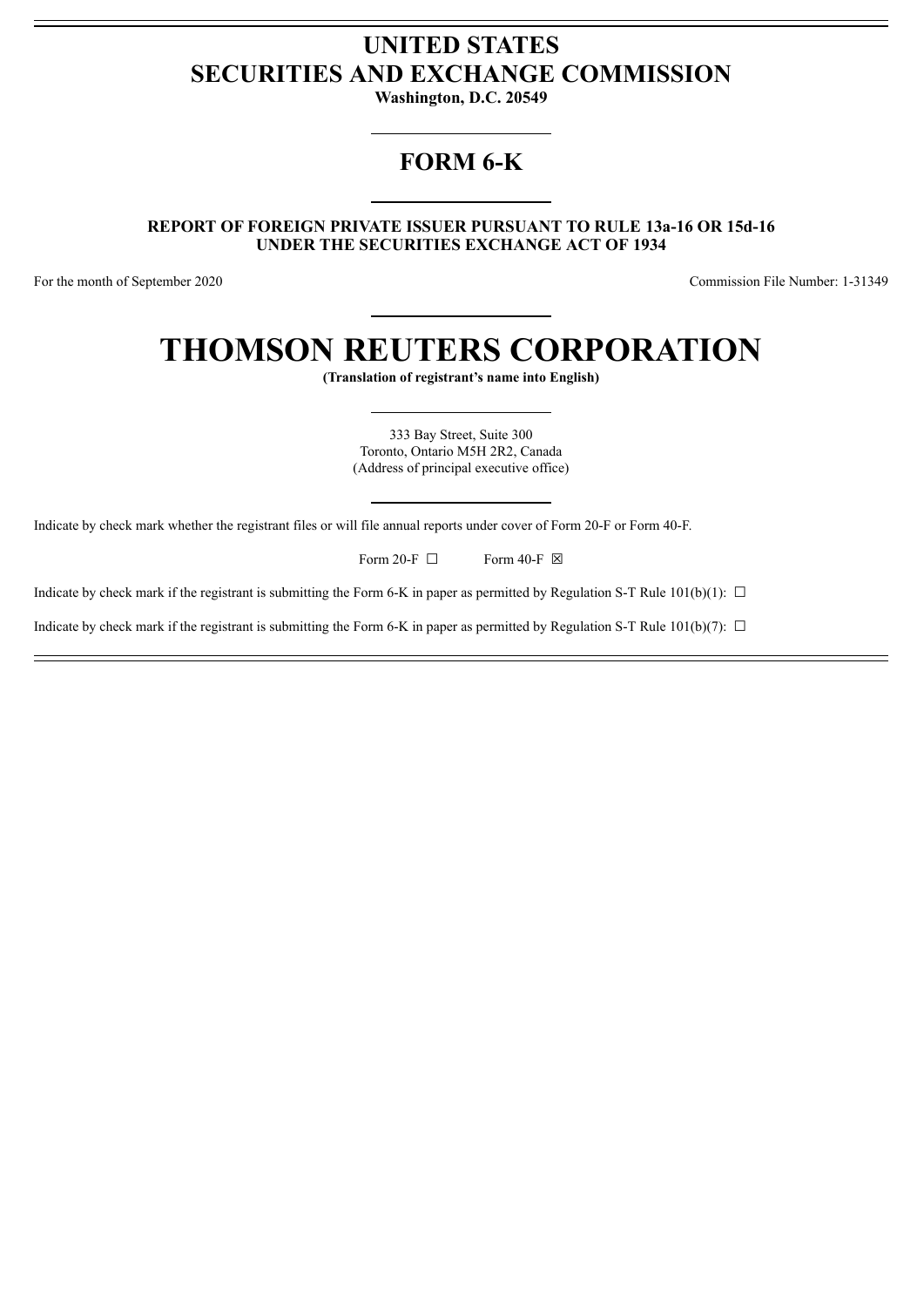# UNITED STATES
# SECURITIES AND EXCHANGE COMMISSION

**Washington, D.C. 20549**

## FORM 6-K

**REPORT OF FOREIGN PRIVATE ISSUER PURSUANT TO RULE 13a-16 OR 15d-16 UNDER THE SECURITIES EXCHANGE ACT OF 1934**

For the month of September 2020

Commission File Number: 1-31349

# THOMSON REUTERS CORPORATION

**(Translation of registrant's name into English)**

333 Bay Street, Suite 300
Toronto, Ontario M5H 2R2, Canada
(Address of principal executive office)

Indicate by check mark whether the registrant files or will file annual reports under cover of Form 20-F or Form 40-F.

Form 20-F ☐ Form 40-F ☒

Indicate by check mark if the registrant is submitting the Form 6-K in paper as permitted by Regulation S-T Rule 101(b)(1): ☐

Indicate by check mark if the registrant is submitting the Form 6-K in paper as permitted by Regulation S-T Rule 101(b)(7): ☐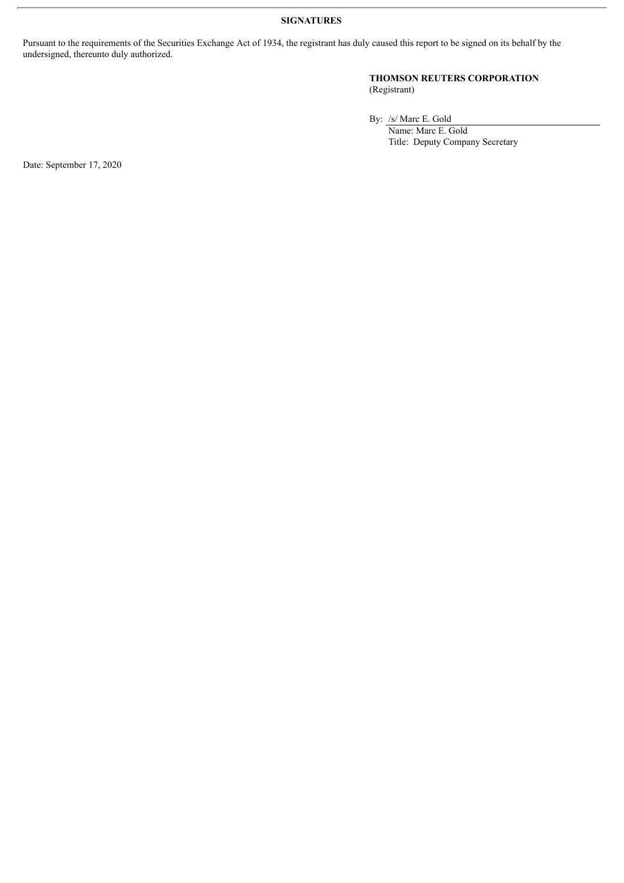**SIGNATURES**

Pursuant to the requirements of the Securities Exchange Act of 1934, the registrant has duly caused this report to be signed on its behalf by the undersigned, thereunto duly authorized.

**THOMSON REUTERS CORPORATION**
(Registrant)

By: /s/ Marc E. Gold
Name: Marc E. Gold
Title: Deputy Company Secretary

Date: September 17, 2020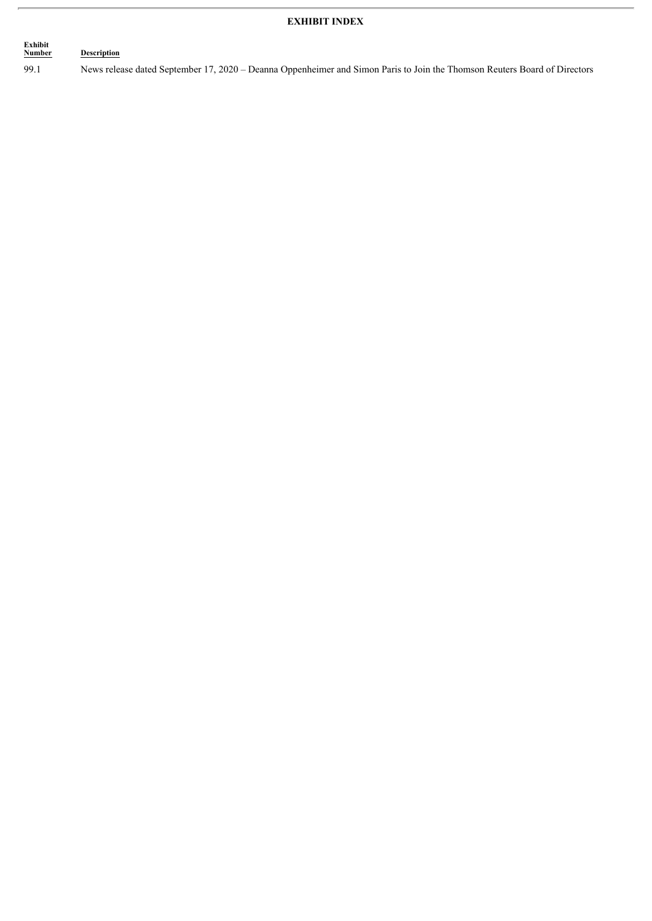# EXHIBIT INDEX

| Exhibit Number | Description |
|---|---|
| 99.1 | News release dated September 17, 2020 – Deanna Oppenheimer and Simon Paris to Join the Thomson Reuters Board of Directors |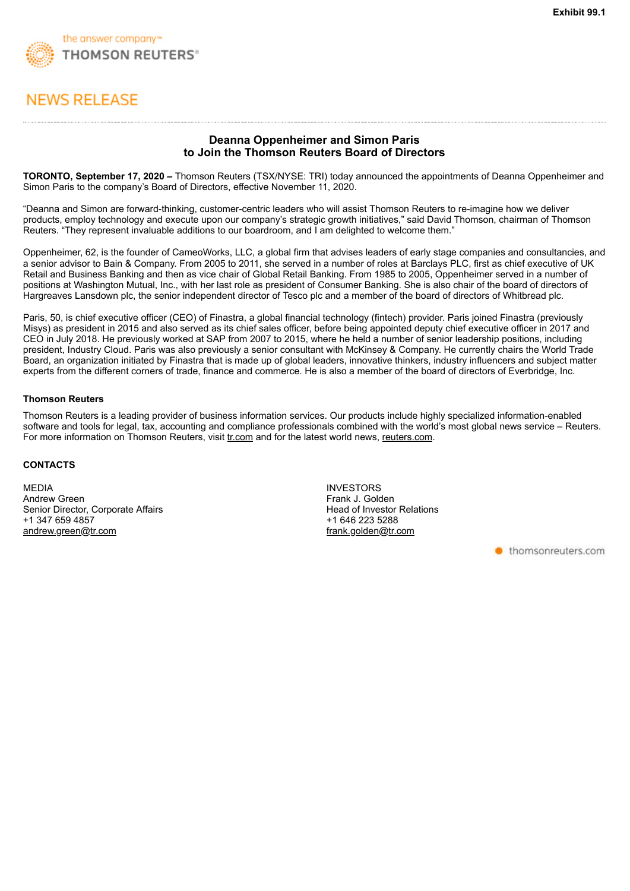Exhibit 99.1

the answer company™
THOMSON REUTERS®

# NEWS RELEASE

## Deanna Oppenheimer and Simon Paris to Join the Thomson Reuters Board of Directors

**TORONTO, September 17, 2020 –** Thomson Reuters (TSX/NYSE: TRI) today announced the appointments of Deanna Oppenheimer and Simon Paris to the company's Board of Directors, effective November 11, 2020.

"Deanna and Simon are forward-thinking, customer-centric leaders who will assist Thomson Reuters to re-imagine how we deliver products, employ technology and execute upon our company's strategic growth initiatives," said David Thomson, chairman of Thomson Reuters. "They represent invaluable additions to our boardroom, and I am delighted to welcome them."

Oppenheimer, 62, is the founder of CameoWorks, LLC, a global firm that advises leaders of early stage companies and consultancies, and a senior advisor to Bain & Company. From 2005 to 2011, she served in a number of roles at Barclays PLC, first as chief executive of UK Retail and Business Banking and then as vice chair of Global Retail Banking. From 1985 to 2005, Oppenheimer served in a number of positions at Washington Mutual, Inc., with her last role as president of Consumer Banking. She is also chair of the board of directors of Hargreaves Lansdown plc, the senior independent director of Tesco plc and a member of the board of directors of Whitbread plc.

Paris, 50, is chief executive officer (CEO) of Finastra, a global financial technology (fintech) provider. Paris joined Finastra (previously Misys) as president in 2015 and also served as its chief sales officer, before being appointed deputy chief executive officer in 2017 and CEO in July 2018. He previously worked at SAP from 2007 to 2015, where he held a number of senior leadership positions, including president, Industry Cloud. Paris was also previously a senior consultant with McKinsey & Company. He currently chairs the World Trade Board, an organization initiated by Finastra that is made up of global leaders, innovative thinkers, industry influencers and subject matter experts from the different corners of trade, finance and commerce. He is also a member of the board of directors of Everbridge, Inc.

### Thomson Reuters

Thomson Reuters is a leading provider of business information services. Our products include highly specialized information-enabled software and tools for legal, tax, accounting and compliance professionals combined with the world's most global news service – Reuters. For more information on Thomson Reuters, visit tr.com and for the latest world news, reuters.com.

### CONTACTS

MEDIA
Andrew Green
Senior Director, Corporate Affairs
+1 347 659 4857
andrew.green@tr.com

INVESTORS
Frank J. Golden
Head of Investor Relations
+1 646 223 5288
frank.golden@tr.com

thomsonreuters.com